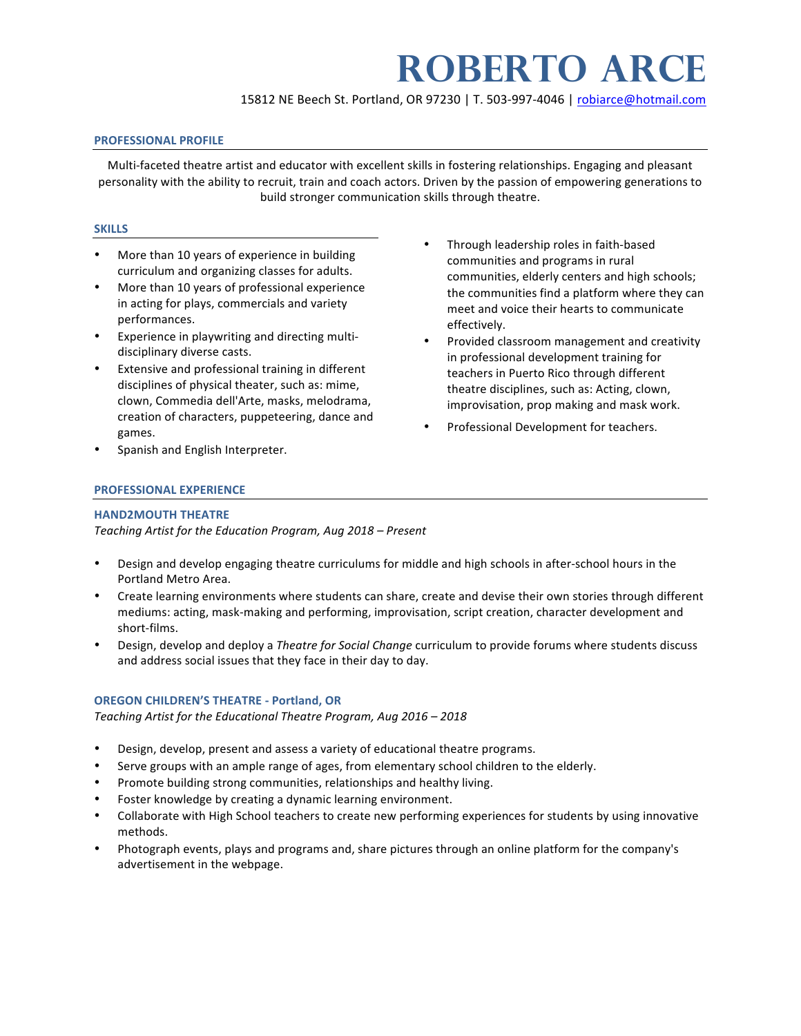# ROBERTO ARCE

15812 NE Beech St. Portland, OR 97230 | T. 503-997-4046 | robiarce@hotmail.com

## PROFESSIONAL PROFILE

Multi-faceted theatre artist and educator with excellent skills in fostering relationships. Engaging and pleasant personality with the ability to recruit, train and coach actors. Driven by the passion of empowering generations to build stronger communication skills through theatre.

## SKILLS

- More than 10 years of experience in building curriculum and organizing classes for adults.
- More than 10 years of professional experience in acting for plays, commercials and variety performances.
- Experience in playwriting and directing multi-disciplinary diverse casts.
- Extensive and professional training in different disciplines of physical theater, such as: mime, clown, Commedia dell'Arte, masks, melodrama, creation of characters, puppeteering, dance and games.
- Spanish and English Interpreter.
- Through leadership roles in faith-based communities and programs in rural communities, elderly centers and high schools; the communities find a platform where they can meet and voice their hearts to communicate effectively.
- Provided classroom management and creativity in professional development training for teachers in Puerto Rico through different theatre disciplines, such as: Acting, clown, improvisation, prop making and mask work.
- Professional Development for teachers.

## PROFESSIONAL EXPERIENCE

### HAND2MOUTH THEATRE

*Teaching Artist for the Education Program, Aug 2018 – Present*

- Design and develop engaging theatre curriculums for middle and high schools in after-school hours in the Portland Metro Area.
- Create learning environments where students can share, create and devise their own stories through different mediums: acting, mask-making and performing, improvisation, script creation, character development and short-films.
- Design, develop and deploy a *Theatre for Social Change* curriculum to provide forums where students discuss and address social issues that they face in their day to day.

### OREGON CHILDREN'S THEATRE - Portland, OR

*Teaching Artist for the Educational Theatre Program, Aug 2016 – 2018*

- Design, develop, present and assess a variety of educational theatre programs.
- Serve groups with an ample range of ages, from elementary school children to the elderly.
- Promote building strong communities, relationships and healthy living.
- Foster knowledge by creating a dynamic learning environment.
- Collaborate with High School teachers to create new performing experiences for students by using innovative methods.
- Photograph events, plays and programs and, share pictures through an online platform for the company's advertisement in the webpage.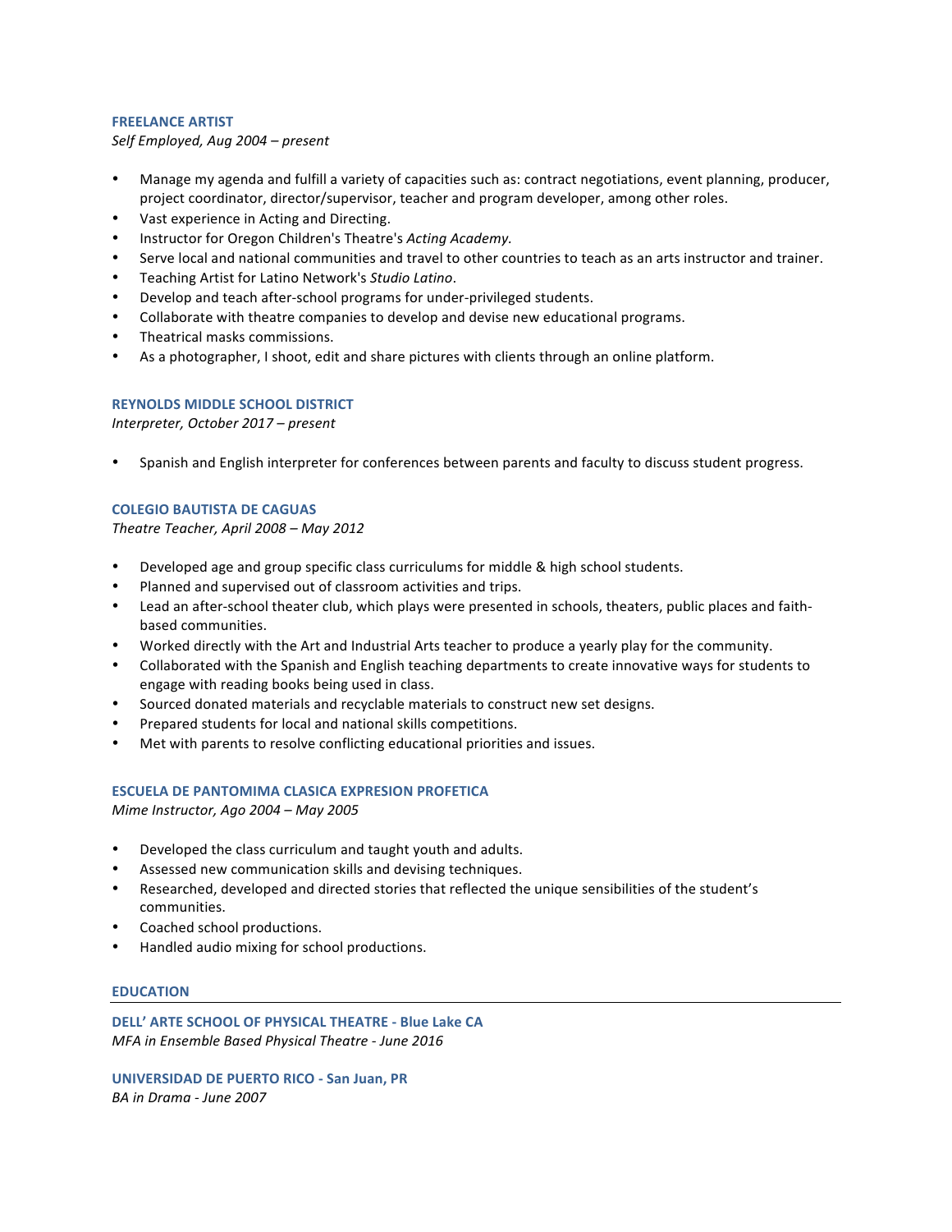### FREELANCE ARTIST

*Self Employed, Aug 2004 – present*

- Manage my agenda and fulfill a variety of capacities such as: contract negotiations, event planning, producer, project coordinator, director/supervisor, teacher and program developer, among other roles.
- Vast experience in Acting and Directing.
- Instructor for Oregon Children's Theatre's *Acting Academy.*
- Serve local and national communities and travel to other countries to teach as an arts instructor and trainer.
- Teaching Artist for Latino Network's *Studio Latino*.
- Develop and teach after-school programs for under-privileged students.
- Collaborate with theatre companies to develop and devise new educational programs.
- Theatrical masks commissions.
- As a photographer, I shoot, edit and share pictures with clients through an online platform.

### REYNOLDS MIDDLE SCHOOL DISTRICT

*Interpreter, October 2017 – present*

- Spanish and English interpreter for conferences between parents and faculty to discuss student progress.

### COLEGIO BAUTISTA DE CAGUAS

*Theatre Teacher, April 2008 – May 2012*

- Developed age and group specific class curriculums for middle & high school students.
- Planned and supervised out of classroom activities and trips.
- Lead an after-school theater club, which plays were presented in schools, theaters, public places and faith-based communities.
- Worked directly with the Art and Industrial Arts teacher to produce a yearly play for the community.
- Collaborated with the Spanish and English teaching departments to create innovative ways for students to engage with reading books being used in class.
- Sourced donated materials and recyclable materials to construct new set designs.
- Prepared students for local and national skills competitions.
- Met with parents to resolve conflicting educational priorities and issues.

### ESCUELA DE PANTOMIMA CLASICA EXPRESION PROFETICA

*Mime Instructor, Ago 2004 – May 2005*

- Developed the class curriculum and taught youth and adults.
- Assessed new communication skills and devising techniques.
- Researched, developed and directed stories that reflected the unique sensibilities of the student's communities.
- Coached school productions.
- Handled audio mixing for school productions.

## EDUCATION

### DELL' ARTE SCHOOL OF PHYSICAL THEATRE - Blue Lake CA

*MFA in Ensemble Based Physical Theatre - June 2016*

### UNIVERSIDAD DE PUERTO RICO - San Juan, PR

*BA in Drama - June 2007*